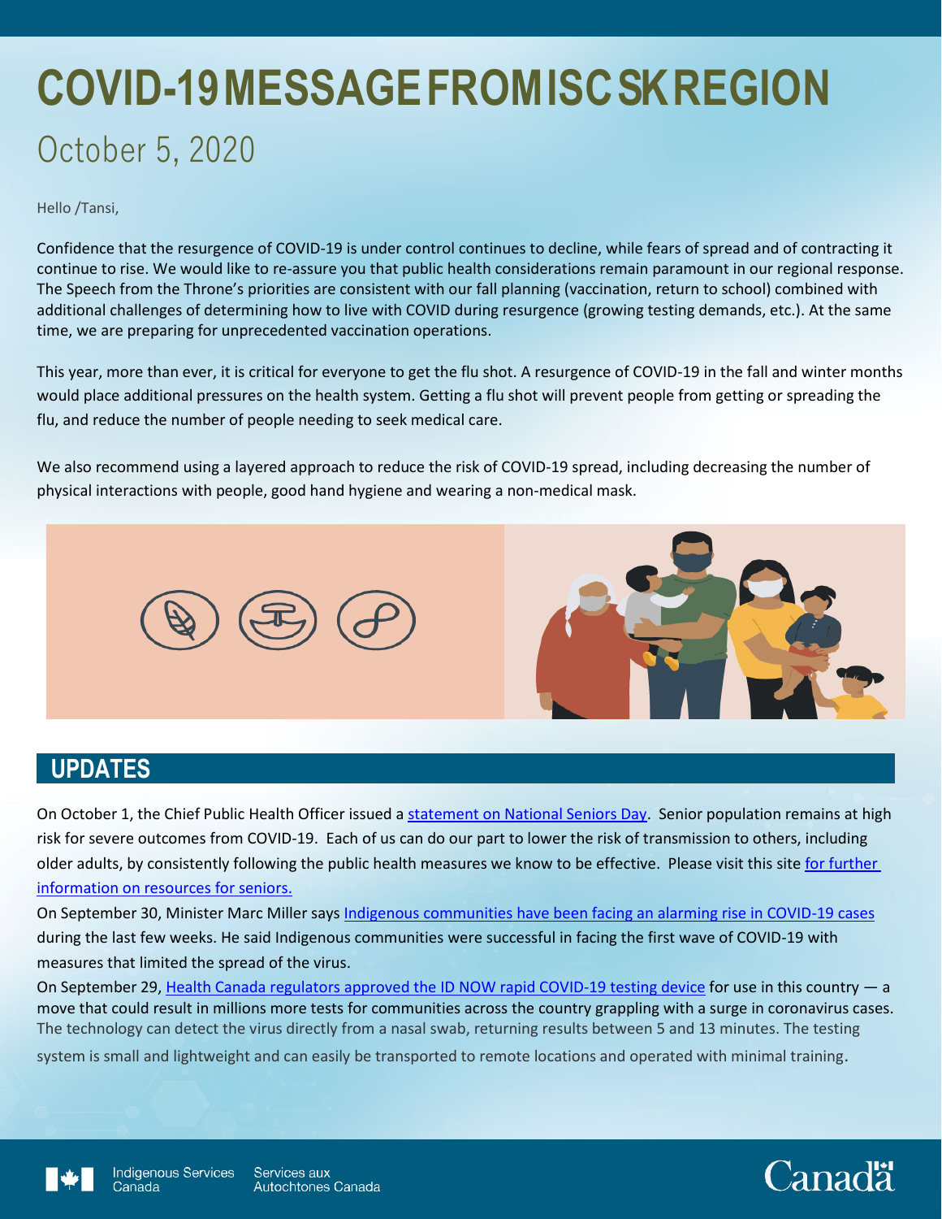# COVID-19 MESSAGE FROM ISC SK REGION

## October 5, 2020

Hello /Tansi,

Confidence that the resurgence of COVID-19 is under control continues to decline, while fears of spread and of contracting it continue to rise. We would like to re-assure you that public health considerations remain paramount in our regional response. The Speech from the Throne's priorities are consistent with our fall planning (vaccination, return to school) combined with additional challenges of determining how to live with COVID during resurgence (growing testing demands, etc.). At the same time, we are preparing for unprecedented vaccination operations.

This year, more than ever, it is critical for everyone to get the flu shot. A resurgence of COVID-19 in the fall and winter months would place additional pressures on the health system. Getting a flu shot will prevent people from getting or spreading the flu, and reduce the number of people needing to seek medical care.

We also recommend using a layered approach to reduce the risk of COVID-19 spread, including decreasing the number of physical interactions with people, good hand hygiene and wearing a non-medical mask.

## UPDATES

On October 1, the Chief Public Health Officer issued a statement on National Seniors Day. Senior population remains at high risk for severe outcomes from COVID-19. Each of us can do our part to lower the risk of transmission to others, including older adults, by consistently following the public health measures we know to be effective. Please visit this site for further information on resources for seniors.

On September 30, Minister Marc Miller says Indigenous communities have been facing an alarming rise in COVID-19 cases during the last few weeks. He said Indigenous communities were successful in facing the first wave of COVID-19 with measures that limited the spread of the virus.

On September 29, Health Canada regulators approved the ID NOW rapid COVID-19 testing device for use in this country — a move that could result in millions more tests for communities across the country grappling with a surge in coronavirus cases. The technology can detect the virus directly from a nasal swab, returning results between 5 and 13 minutes. The testing system is small and lightweight and can easily be transported to remote locations and operated with minimal training.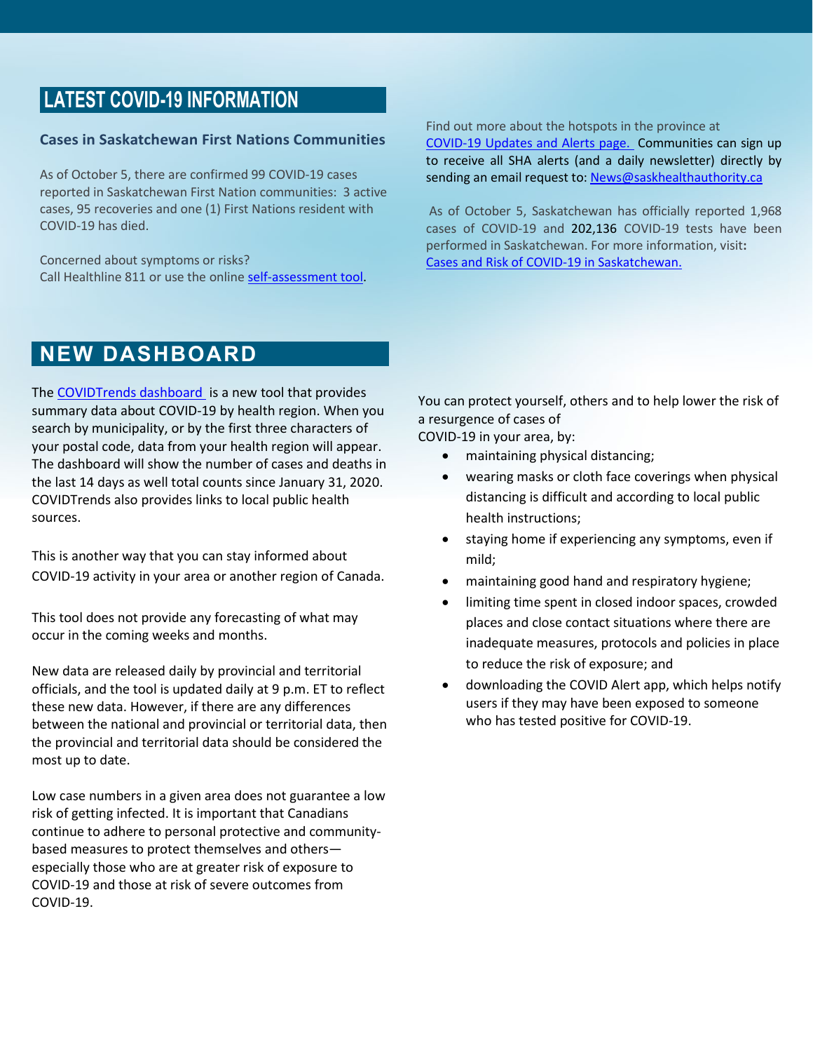## LATEST COVID-19 INFORMATION

### Cases in Saskatchewan First Nations Communities

As of October 5, there are confirmed 99 COVID-19 cases reported in Saskatchewan First Nation communities: 3 active cases, 95 recoveries and one (1) First Nations resident with COVID-19 has died.

Concerned about symptoms or risks?
Call Healthline 811 or use the online self-assessment tool.

Find out more about the hotspots in the province at COVID-19 Updates and Alerts page. Communities can sign up to receive all SHA alerts (and a daily newsletter) directly by sending an email request to: News@saskhealthauthority.ca

As of October 5, Saskatchewan has officially reported 1,968 cases of COVID-19 and 202,136 COVID-19 tests have been performed in Saskatchewan. For more information, visit: Cases and Risk of COVID-19 in Saskatchewan.

## NEW DASHBOARD

The COVIDTrends dashboard is a new tool that provides summary data about COVID-19 by health region. When you search by municipality, or by the first three characters of your postal code, data from your health region will appear. The dashboard will show the number of cases and deaths in the last 14 days as well total counts since January 31, 2020. COVIDTrends also provides links to local public health sources.

This is another way that you can stay informed about COVID-19 activity in your area or another region of Canada.

This tool does not provide any forecasting of what may occur in the coming weeks and months.

New data are released daily by provincial and territorial officials, and the tool is updated daily at 9 p.m. ET to reflect these new data. However, if there are any differences between the national and provincial or territorial data, then the provincial and territorial data should be considered the most up to date.

Low case numbers in a given area does not guarantee a low risk of getting infected. It is important that Canadians continue to adhere to personal protective and community-based measures to protect themselves and others—especially those who are at greater risk of exposure to COVID-19 and those at risk of severe outcomes from COVID-19.

You can protect yourself, others and to help lower the risk of a resurgence of cases of COVID-19 in your area, by:

- maintaining physical distancing;
- wearing masks or cloth face coverings when physical distancing is difficult and according to local public health instructions;
- staying home if experiencing any symptoms, even if mild;
- maintaining good hand and respiratory hygiene;
- limiting time spent in closed indoor spaces, crowded places and close contact situations where there are inadequate measures, protocols and policies in place to reduce the risk of exposure; and
- downloading the COVID Alert app, which helps notify users if they may have been exposed to someone who has tested positive for COVID-19.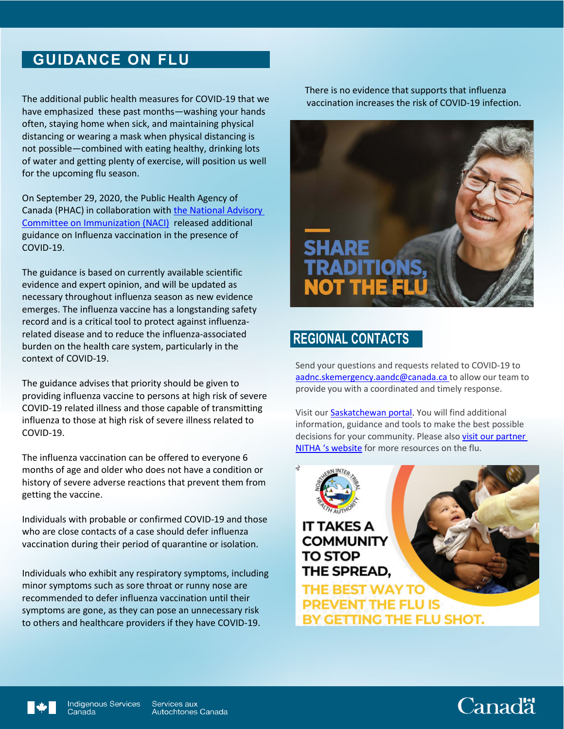## GUIDANCE ON FLU

The additional public health measures for COVID-19 that we have emphasized these past months—washing your hands often, staying home when sick, and maintaining physical distancing or wearing a mask when physical distancing is not possible—combined with eating healthy, drinking lots of water and getting plenty of exercise, will position us well for the upcoming flu season.

On September 29, 2020, the Public Health Agency of Canada (PHAC) in collaboration with the National Advisory Committee on Immunization (NACI) released additional guidance on Influenza vaccination in the presence of COVID-19.

The guidance is based on currently available scientific evidence and expert opinion, and will be updated as necessary throughout influenza season as new evidence emerges. The influenza vaccine has a longstanding safety record and is a critical tool to protect against influenza-related disease and to reduce the influenza-associated burden on the health care system, particularly in the context of COVID-19.

The guidance advises that priority should be given to providing influenza vaccine to persons at high risk of severe COVID-19 related illness and those capable of transmitting influenza to those at high risk of severe illness related to COVID-19.

The influenza vaccination can be offered to everyone 6 months of age and older who does not have a condition or history of severe adverse reactions that prevent them from getting the vaccine.

Individuals with probable or confirmed COVID-19 and those who are close contacts of a case should defer influenza vaccination during their period of quarantine or isolation.

Individuals who exhibit any respiratory symptoms, including minor symptoms such as sore throat or runny nose are recommended to defer influenza vaccination until their symptoms are gone, as they can pose an unnecessary risk to others and healthcare providers if they have COVID-19.

There is no evidence that supports that influenza vaccination increases the risk of COVID-19 infection.

SHARE TRADITIONS, NOT THE FLU

## REGIONAL CONTACTS

Send your questions and requests related to COVID-19 to aadnc.skemergency.aandc@canada.ca to allow our team to provide you with a coordinated and timely response.

Visit our Saskatchewan portal. You will find additional information, guidance and tools to make the best possible decisions for your community. Please also visit our partner NITHA 's website for more resources on the flu.

IT TAKES A COMMUNITY TO STOP THE SPREAD, THE BEST WAY TO PREVENT THE FLU IS BY GETTING THE FLU SHOT.